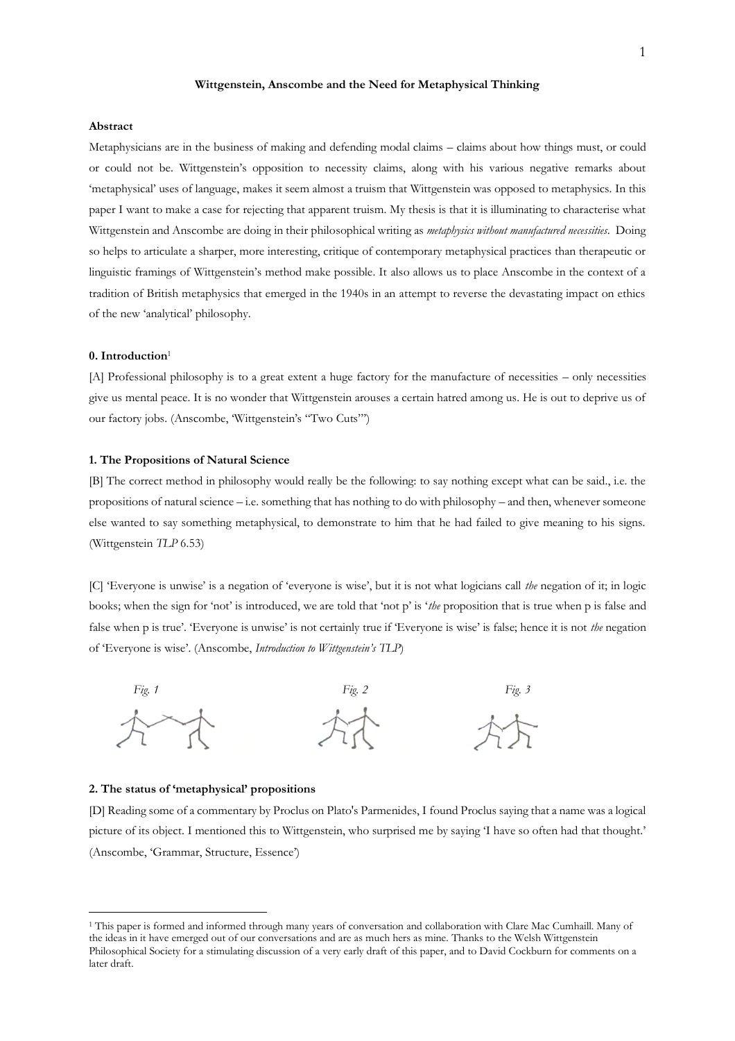# Wittgenstein, Anscombe and the Need for Metaphysical Thinking

**Abstract**

Metaphysicians are in the business of making and defending modal claims – claims about how things must, or could or could not be. Wittgenstein's opposition to necessity claims, along with his various negative remarks about 'metaphysical' uses of language, makes it seem almost a truism that Wittgenstein was opposed to metaphysics. In this paper I want to make a case for rejecting that apparent truism. My thesis is that it is illuminating to characterise what Wittgenstein and Anscombe are doing in their philosophical writing as *metaphysics without manufactured necessities*. Doing so helps to articulate a sharper, more interesting, critique of contemporary metaphysical practices than therapeutic or linguistic framings of Wittgenstein's method make possible. It also allows us to place Anscombe in the context of a tradition of British metaphysics that emerged in the 1940s in an attempt to reverse the devastating impact on ethics of the new 'analytical' philosophy.

## 0. Introduction[1]

[A] Professional philosophy is to a great extent a huge factory for the manufacture of necessities – only necessities give us mental peace. It is no wonder that Wittgenstein arouses a certain hatred among us. He is out to deprive us of our factory jobs. (Anscombe, 'Wittgenstein's "Two Cuts"')

## 1. The Propositions of Natural Science

[B] The correct method in philosophy would really be the following: to say nothing except what can be said., i.e. the propositions of natural science – i.e. something that has nothing to do with philosophy – and then, whenever someone else wanted to say something metaphysical, to demonstrate to him that he had failed to give meaning to his signs. (Wittgenstein *TLP* 6.53)

[C] 'Everyone is unwise' is a negation of 'everyone is wise', but it is not what logicians call *the* negation of it; in logic books; when the sign for 'not' is introduced, we are told that 'not p' is '*the* proposition that is true when p is false and false when p is true'. 'Everyone is unwise' is not certainly true if 'Everyone is wise' is false; hence it is not *the* negation of 'Everyone is wise'. (Anscombe, *Introduction to Wittgenstein's TLP*)

*Fig. 1* *Fig. 2* *Fig. 3*

## 2. The status of 'metaphysical' propositions

[D] Reading some of a commentary by Proclus on Plato's Parmenides, I found Proclus saying that a name was a logical picture of its object. I mentioned this to Wittgenstein, who surprised me by saying 'I have so often had that thought.' (Anscombe, 'Grammar, Structure, Essence')

---

[1] This paper is formed and informed through many years of conversation and collaboration with Clare Mac Cumhaill. Many of the ideas in it have emerged out of our conversations and are as much hers as mine. Thanks to the Welsh Wittgenstein Philosophical Society for a stimulating discussion of a very early draft of this paper, and to David Cockburn for comments on a later draft.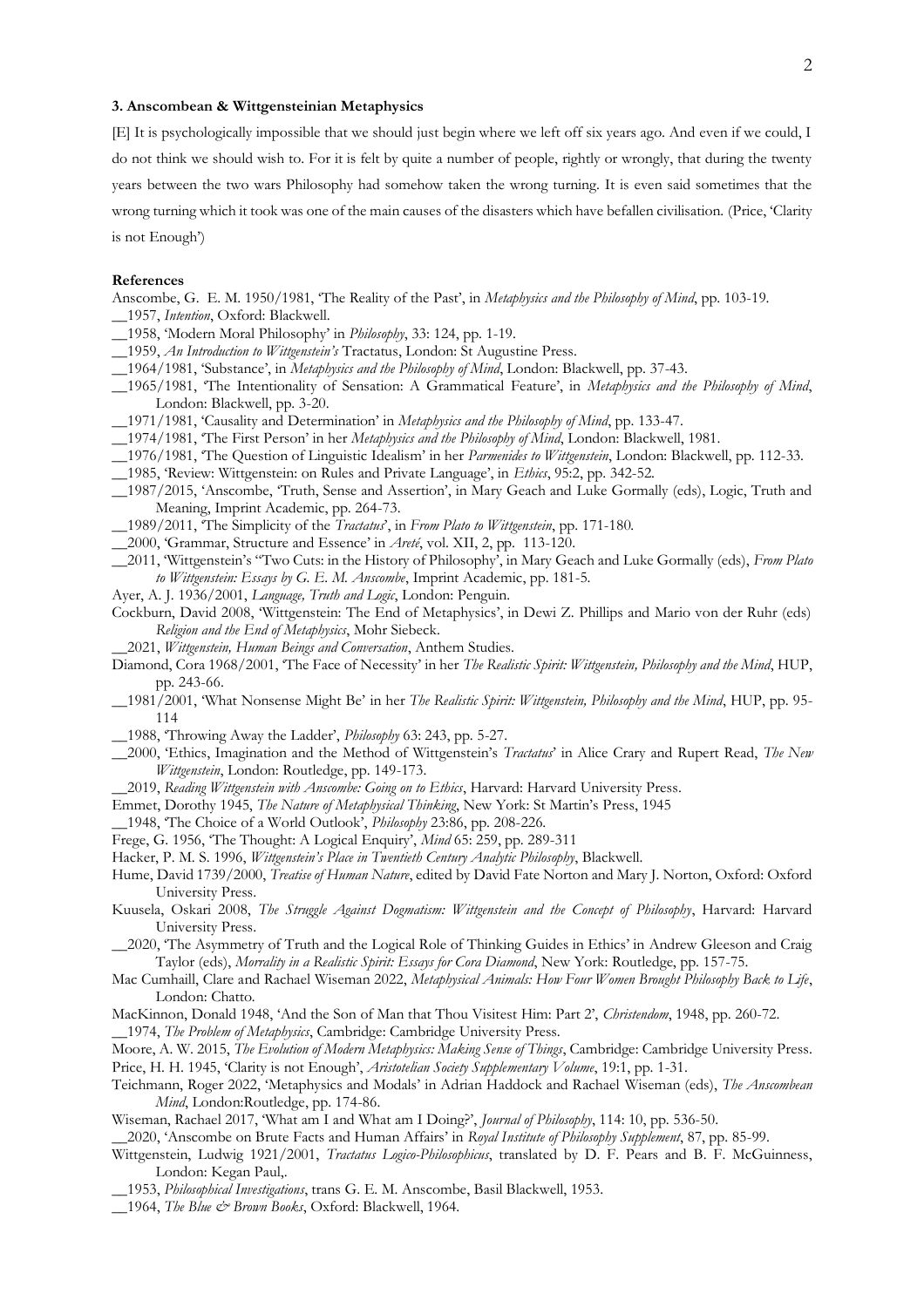### 3. Anscombean & Wittgensteinian Metaphysics

[E] It is psychologically impossible that we should just begin where we left off six years ago. And even if we could, I do not think we should wish to. For it is felt by quite a number of people, rightly or wrongly, that during the twenty years between the two wars Philosophy had somehow taken the wrong turning. It is even said sometimes that the wrong turning which it took was one of the main causes of the disasters which have befallen civilisation. (Price, 'Clarity is not Enough')

### References

Anscombe, G. E. M. 1950/1981, 'The Reality of the Past', in *Metaphysics and the Philosophy of Mind*, pp. 103-19.

__1957, *Intention*, Oxford: Blackwell.

__1958, 'Modern Moral Philosophy' in *Philosophy*, 33: 124, pp. 1-19.

__1959, *An Introduction to Wittgenstein's* Tractatus, London: St Augustine Press.

__1964/1981, 'Substance', in *Metaphysics and the Philosophy of Mind*, London: Blackwell, pp. 37-43.

__1965/1981, 'The Intentionality of Sensation: A Grammatical Feature', in *Metaphysics and the Philosophy of Mind*, London: Blackwell, pp. 3-20.

__1971/1981, 'Causality and Determination' in *Metaphysics and the Philosophy of Mind*, pp. 133-47.

__1974/1981, 'The First Person' in her *Metaphysics and the Philosophy of Mind*, London: Blackwell, 1981.

__1976/1981, 'The Question of Linguistic Idealism' in her *Parmenides to Wittgenstein*, London: Blackwell, pp. 112-33.

__1985, 'Review: Wittgenstein: on Rules and Private Language', in *Ethics*, 95:2, pp. 342-52.

__1987/2015, 'Anscombe, 'Truth, Sense and Assertion', in Mary Geach and Luke Gormally (eds), Logic, Truth and Meaning, Imprint Academic, pp. 264-73.

__1989/2011, 'The Simplicity of the *Tractatus*', in *From Plato to Wittgenstein*, pp. 171-180.

__2000, 'Grammar, Structure and Essence' in *Areté*, vol. XII, 2, pp. 113-120.

__2011, 'Wittgenstein's "Two Cuts: in the History of Philosophy', in Mary Geach and Luke Gormally (eds), *From Plato to Wittgenstein: Essays by G. E. M. Anscombe*, Imprint Academic, pp. 181-5.

Ayer, A. J. 1936/2001, *Language, Truth and Logic*, London: Penguin.

Cockburn, David 2008, 'Wittgenstein: The End of Metaphysics', in Dewi Z. Phillips and Mario von der Ruhr (eds) *Religion and the End of Metaphysics*, Mohr Siebeck.

__2021, *Wittgenstein, Human Beings and Conversation*, Anthem Studies.

Diamond, Cora 1968/2001, 'The Face of Necessity' in her *The Realistic Spirit: Wittgenstein, Philosophy and the Mind*, HUP, pp. 243-66.

__1981/2001, 'What Nonsense Might Be' in her *The Realistic Spirit: Wittgenstein, Philosophy and the Mind*, HUP, pp. 95-114

__1988, 'Throwing Away the Ladder', *Philosophy* 63: 243, pp. 5-27.

__2000, 'Ethics, Imagination and the Method of Wittgenstein's *Tractatus*' in Alice Crary and Rupert Read, *The New Wittgenstein*, London: Routledge, pp. 149-173.

__2019, *Reading Wittgenstein with Anscombe: Going on to Ethics*, Harvard: Harvard University Press.

Emmet, Dorothy 1945, *The Nature of Metaphysical Thinking*, New York: St Martin's Press, 1945

__1948, 'The Choice of a World Outlook', *Philosophy* 23:86, pp. 208-226.

Frege, G. 1956, 'The Thought: A Logical Enquiry', *Mind* 65: 259, pp. 289-311

Hacker, P. M. S. 1996, *Wittgenstein's Place in Twentieth Century Analytic Philosophy*, Blackwell.

Hume, David 1739/2000, *Treatise of Human Nature*, edited by David Fate Norton and Mary J. Norton, Oxford: Oxford University Press.

Kuusela, Oskari 2008, *The Struggle Against Dogmatism: Wittgenstein and the Concept of Philosophy*, Harvard: Harvard University Press.

__2020, 'The Asymmetry of Truth and the Logical Role of Thinking Guides in Ethics' in Andrew Gleeson and Craig Taylor (eds), *Morrality in a Realistic Spirit: Essays for Cora Diamond*, New York: Routledge, pp. 157-75.

Mac Cumhaill, Clare and Rachael Wiseman 2022, *Metaphysical Animals: How Four Women Brought Philosophy Back to Life*, London: Chatto.

MacKinnon, Donald 1948, 'And the Son of Man that Thou Visitest Him: Part 2', *Christendom*, 1948, pp. 260-72.

__1974, *The Problem of Metaphysics*, Cambridge: Cambridge University Press.

Moore, A. W. 2015, *The Evolution of Modern Metaphysics: Making Sense of Things*, Cambridge: Cambridge University Press.

Price, H. H. 1945, 'Clarity is not Enough', *Aristotelian Society Supplementary Volume*, 19:1, pp. 1-31.

Teichmann, Roger 2022, 'Metaphysics and Modals' in Adrian Haddock and Rachael Wiseman (eds), *The Anscombean Mind*, London:Routledge, pp. 174-86.

Wiseman, Rachael 2017, 'What am I and What am I Doing?', *Journal of Philosophy*, 114: 10, pp. 536-50.

__2020, 'Anscombe on Brute Facts and Human Affairs' in *Royal Institute of Philosophy Supplement*, 87, pp. 85-99.

Wittgenstein, Ludwig 1921/2001, *Tractatus Logico-Philosophicus*, translated by D. F. Pears and B. F. McGuinness, London: Kegan Paul,.

__1953, *Philosophical Investigations*, trans G. E. M. Anscombe, Basil Blackwell, 1953.

__1964, *The Blue & Brown Books*, Oxford: Blackwell, 1964.